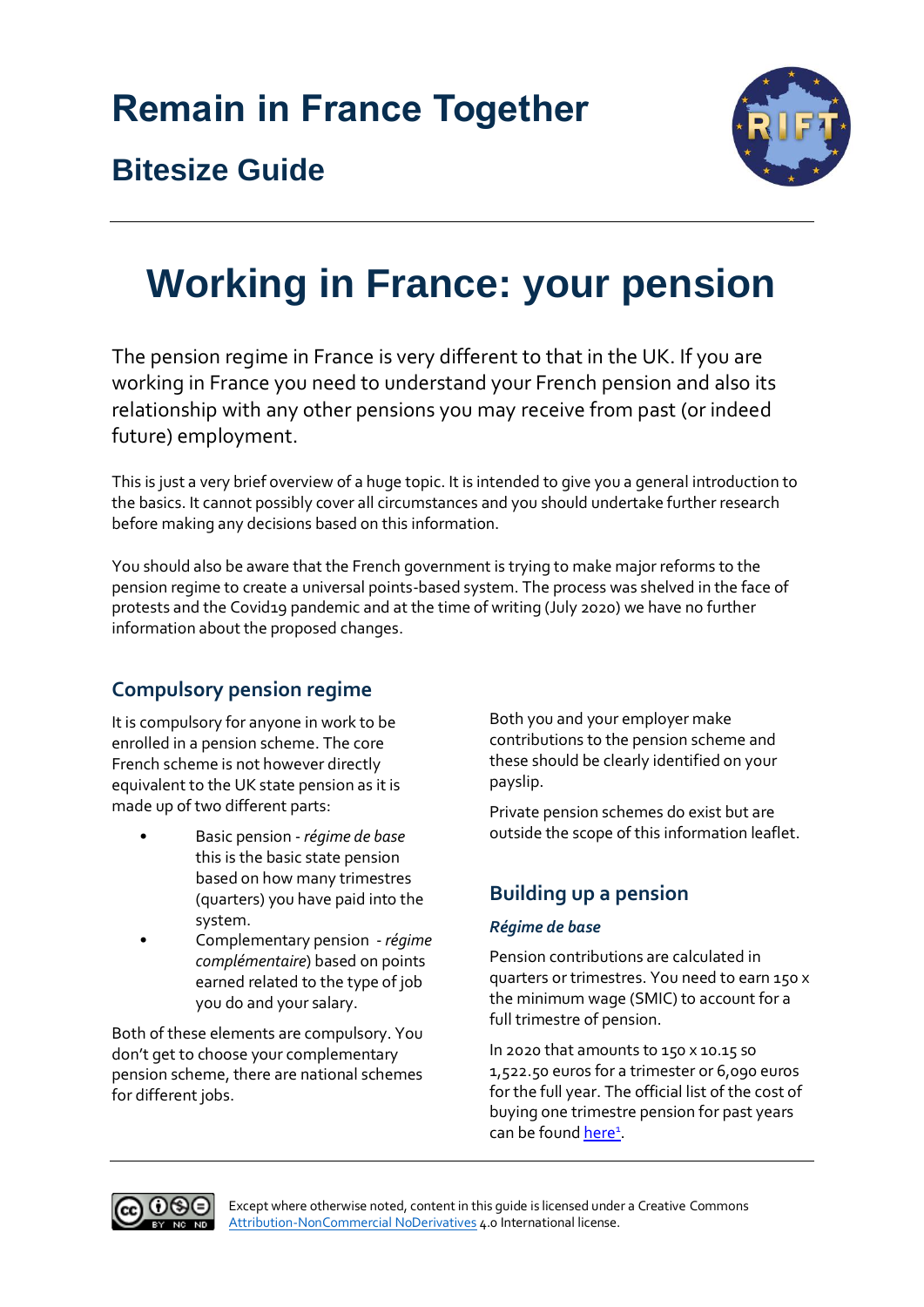# Remain in France Together

## Bitesize Guide

# Working in France: your pension

The pension regime in France is very different to that in the UK. If you are working in France you need to understand your French pension and also its relationship with any other pensions you may receive from past (or indeed future) employment.

This is just a very brief overview of a huge topic. It is intended to give you a general introduction to the basics. It cannot possibly cover all circumstances and you should undertake further research before making any decisions based on this information.

You should also be aware that the French government is trying to make major reforms to the pension regime to create a universal points-based system. The process was shelved in the face of protests and the Covid19 pandemic and at the time of writing (July 2020) we have no further information about the proposed changes.

## Compulsory pension regime

It is compulsory for anyone in work to be enrolled in a pension scheme. The core French scheme is not however directly equivalent to the UK state pension as it is made up of two different parts:

- Basic pension - *régime de base* this is the basic state pension based on how many trimestres (quarters) you have paid into the system.
- Complementary pension - *régime complémentaire*) based on points earned related to the type of job you do and your salary.

Both of these elements are compulsory. You don't get to choose your complementary pension scheme, there are national schemes for different jobs.

Both you and your employer make contributions to the pension scheme and these should be clearly identified on your payslip.

Private pension schemes do exist but are outside the scope of this information leaflet.

## Building up a pension

### *Régime de base*

Pension contributions are calculated in quarters or trimestres. You need to earn 150 x the minimum wage (SMIC) to account for a full trimestre of pension.

In 2020 that amounts to 150 x 10.15 so 1,522.50 euros for a trimester or 6,090 euros for the full year. The official list of the cost of buying one trimestre pension for past years can be found here[1].

Except where otherwise noted, content in this guide is licensed under a Creative Commons Attribution-NonCommercial NoDerivatives 4.0 International license.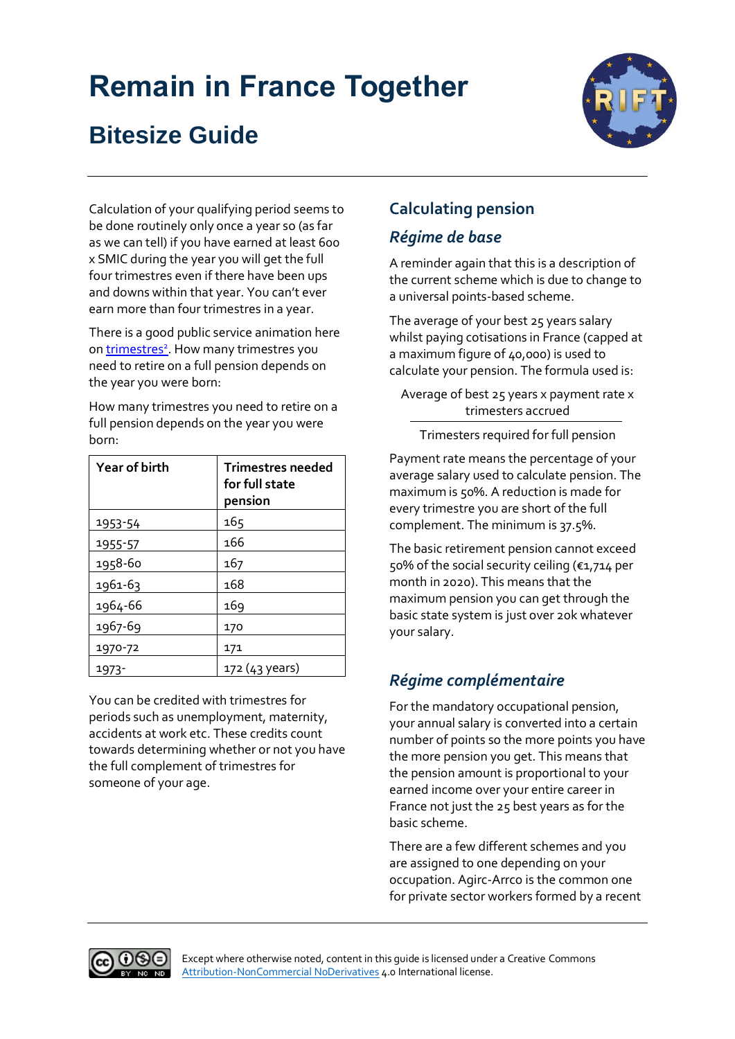Calculation of your qualifying period seems to be done routinely only once a year so (as far as we can tell) if you have earned at least 600 x SMIC during the year you will get the full four trimestres even if there have been ups and downs within that year. You can't ever earn more than four trimestres in a year.

There is a good public service animation here on trimestres[2]. How many trimestres you need to retire on a full pension depends on the year you were born:

How many trimestres you need to retire on a full pension depends on the year you were born:

| Year of birth | Trimestres needed for full state pension |
|---|---|
| 1953-54 | 165 |
| 1955-57 | 166 |
| 1958-60 | 167 |
| 1961-63 | 168 |
| 1964-66 | 169 |
| 1967-69 | 170 |
| 1970-72 | 171 |
| 1973- | 172 (43 years) |

You can be credited with trimestres for periods such as unemployment, maternity, accidents at work etc. These credits count towards determining whether or not you have the full complement of trimestres for someone of your age.

## Calculating pension

### *Régime de base*

A reminder again that this is a description of the current scheme which is due to change to a universal points-based scheme.

The average of your best 25 years salary whilst paying cotisations in France (capped at a maximum figure of 40,000) is used to calculate your pension. The formula used is:

$$\frac{\text{Average of best 25 years} \times \text{payment rate} \times \text{trimesters accrued}}{\text{Trimesters required for full pension}}$$

Payment rate means the percentage of your average salary used to calculate pension. The maximum is 50%. A reduction is made for every trimestre you are short of the full complement. The minimum is 37.5%.

The basic retirement pension cannot exceed 50% of the social security ceiling (€1,714 per month in 2020). This means that the maximum pension you can get through the basic state system is just over 20k whatever your salary.

### *Régime complémentaire*

For the mandatory occupational pension, your annual salary is converted into a certain number of points so the more points you have the more pension you get. This means that the pension amount is proportional to your earned income over your entire career in France not just the 25 best years as for the basic scheme.

There are a few different schemes and you are assigned to one depending on your occupation. Agirc-Arrco is the common one for private sector workers formed by a recent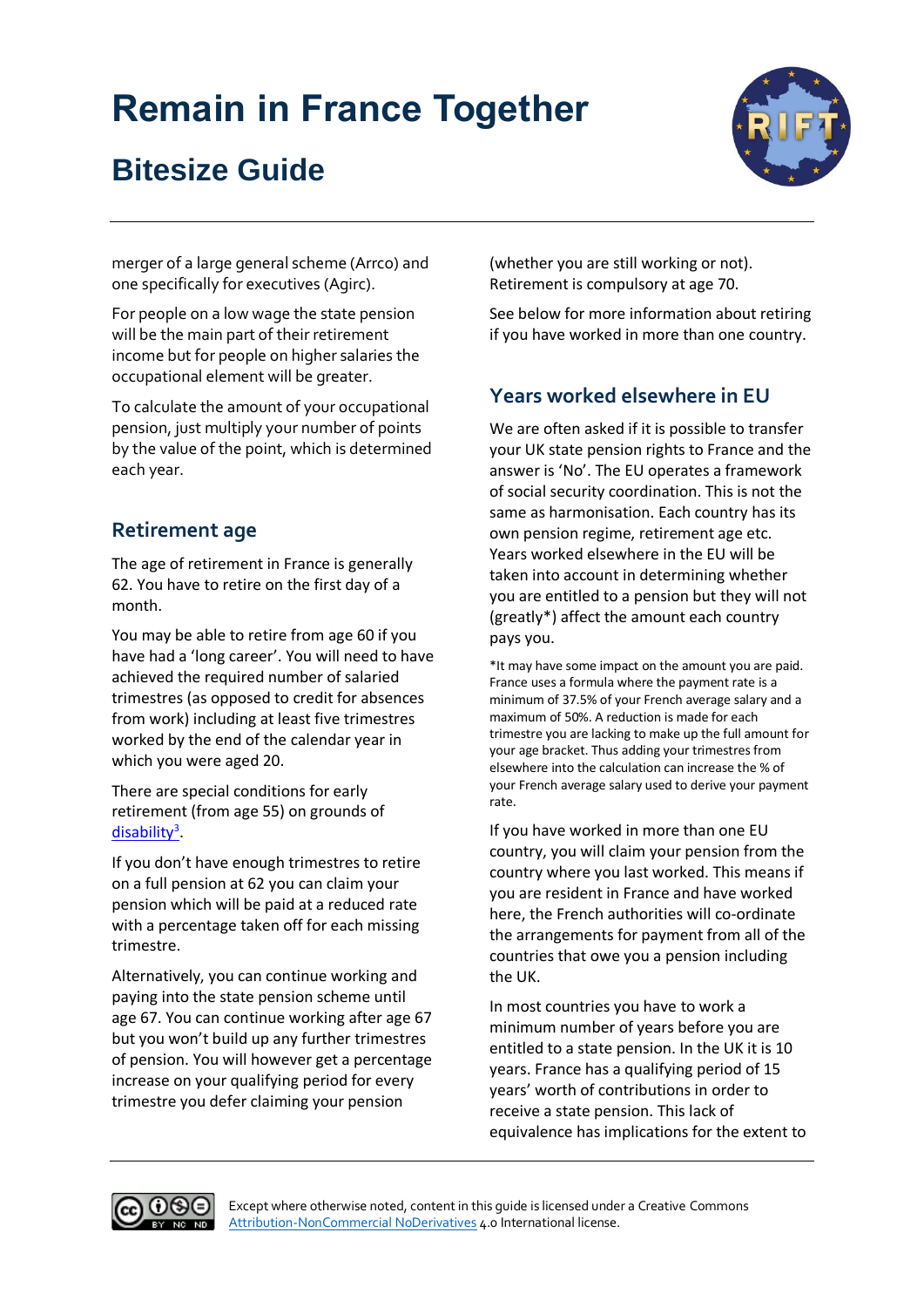merger of a large general scheme (Arrco) and one specifically for executives (Agirc).

For people on a low wage the state pension will be the main part of their retirement income but for people on higher salaries the occupational element will be greater.

To calculate the amount of your occupational pension, just multiply your number of points by the value of the point, which is determined each year.

## Retirement age

The age of retirement in France is generally 62. You have to retire on the first day of a month.

You may be able to retire from age 60 if you have had a 'long career'. You will need to have achieved the required number of salaried trimestres (as opposed to credit for absences from work) including at least five trimestres worked by the end of the calendar year in which you were aged 20.

There are special conditions for early retirement (from age 55) on grounds of disability[3].

If you don't have enough trimestres to retire on a full pension at 62 you can claim your pension which will be paid at a reduced rate with a percentage taken off for each missing trimestre.

Alternatively, you can continue working and paying into the state pension scheme until age 67. You can continue working after age 67 but you won't build up any further trimestres of pension. You will however get a percentage increase on your qualifying period for every trimestre you defer claiming your pension (whether you are still working or not). Retirement is compulsory at age 70.

See below for more information about retiring if you have worked in more than one country.

## Years worked elsewhere in EU

We are often asked if it is possible to transfer your UK state pension rights to France and the answer is 'No'. The EU operates a framework of social security coordination. This is not the same as harmonisation. Each country has its own pension regime, retirement age etc. Years worked elsewhere in the EU will be taken into account in determining whether you are entitled to a pension but they will not (greatly*) affect the amount each country pays you.

*It may have some impact on the amount you are paid. France uses a formula where the payment rate is a minimum of 37.5% of your French average salary and a maximum of 50%. A reduction is made for each trimestre you are lacking to make up the full amount for your age bracket. Thus adding your trimestres from elsewhere into the calculation can increase the % of your French average salary used to derive your payment rate.

If you have worked in more than one EU country, you will claim your pension from the country where you last worked. This means if you are resident in France and have worked here, the French authorities will co-ordinate the arrangements for payment from all of the countries that owe you a pension including the UK.

In most countries you have to work a minimum number of years before you are entitled to a state pension. In the UK it is 10 years. France has a qualifying period of 15 years' worth of contributions in order to receive a state pension. This lack of equivalence has implications for the extent to

Except where otherwise noted, content in this guide is licensed under a Creative Commons Attribution-NonCommercial NoDerivatives 4.0 International license.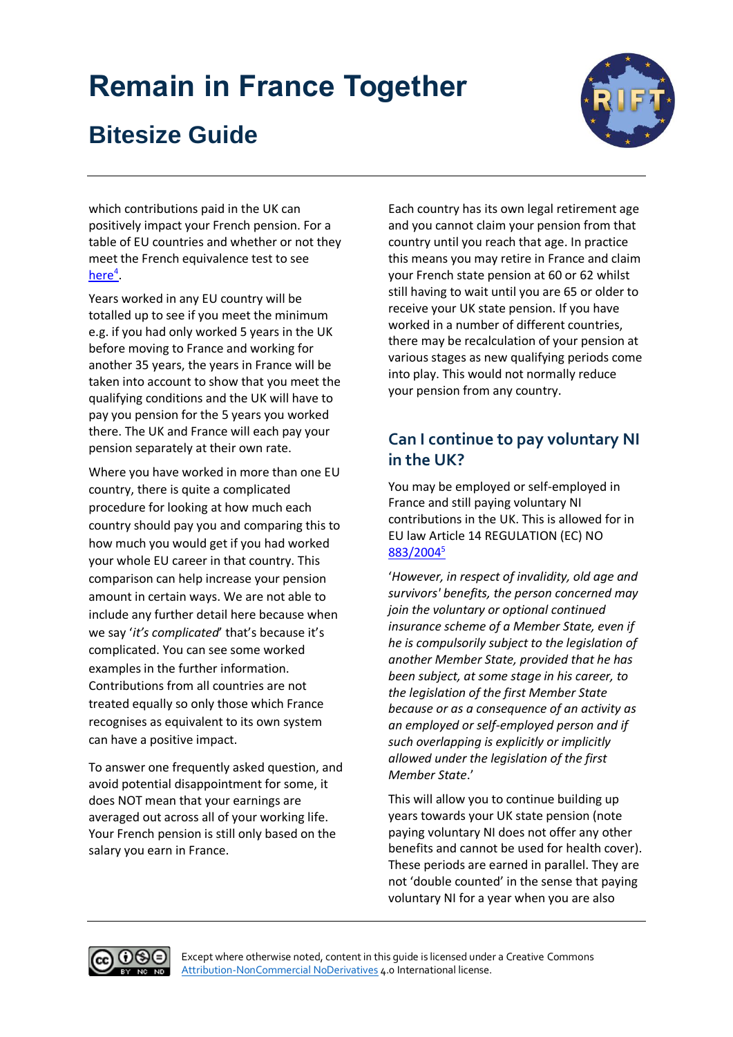which contributions paid in the UK can positively impact your French pension. For a table of EU countries and whether or not they meet the French equivalence test to see here[4].

Years worked in any EU country will be totalled up to see if you meet the minimum e.g. if you had only worked 5 years in the UK before moving to France and working for another 35 years, the years in France will be taken into account to show that you meet the qualifying conditions and the UK will have to pay you pension for the 5 years you worked there. The UK and France will each pay your pension separately at their own rate.

Where you have worked in more than one EU country, there is quite a complicated procedure for looking at how much each country should pay you and comparing this to how much you would get if you had worked your whole EU career in that country. This comparison can help increase your pension amount in certain ways. We are not able to include any further detail here because when we say '*it's complicated*' that's because it's complicated. You can see some worked examples in the further information. Contributions from all countries are not treated equally so only those which France recognises as equivalent to its own system can have a positive impact.

To answer one frequently asked question, and avoid potential disappointment for some, it does NOT mean that your earnings are averaged out across all of your working life. Your French pension is still only based on the salary you earn in France.

Each country has its own legal retirement age and you cannot claim your pension from that country until you reach that age. In practice this means you may retire in France and claim your French state pension at 60 or 62 whilst still having to wait until you are 65 or older to receive your UK state pension. If you have worked in a number of different countries, there may be recalculation of your pension at various stages as new qualifying periods come into play. This would not normally reduce your pension from any country.

## Can I continue to pay voluntary NI in the UK?

You may be employed or self-employed in France and still paying voluntary NI contributions in the UK. This is allowed for in EU law Article 14 REGULATION (EC) NO 883/2004[5]

'*However, in respect of invalidity, old age and survivors' benefits, the person concerned may join the voluntary or optional continued insurance scheme of a Member State, even if he is compulsorily subject to the legislation of another Member State, provided that he has been subject, at some stage in his career, to the legislation of the first Member State because or as a consequence of an activity as an employed or self-employed person and if such overlapping is explicitly or implicitly allowed under the legislation of the first Member State.*'

This will allow you to continue building up years towards your UK state pension (note paying voluntary NI does not offer any other benefits and cannot be used for health cover). These periods are earned in parallel. They are not 'double counted' in the sense that paying voluntary NI for a year when you are also

Except where otherwise noted, content in this guide is licensed under a Creative Commons Attribution-NonCommercial NoDerivatives 4.0 International license.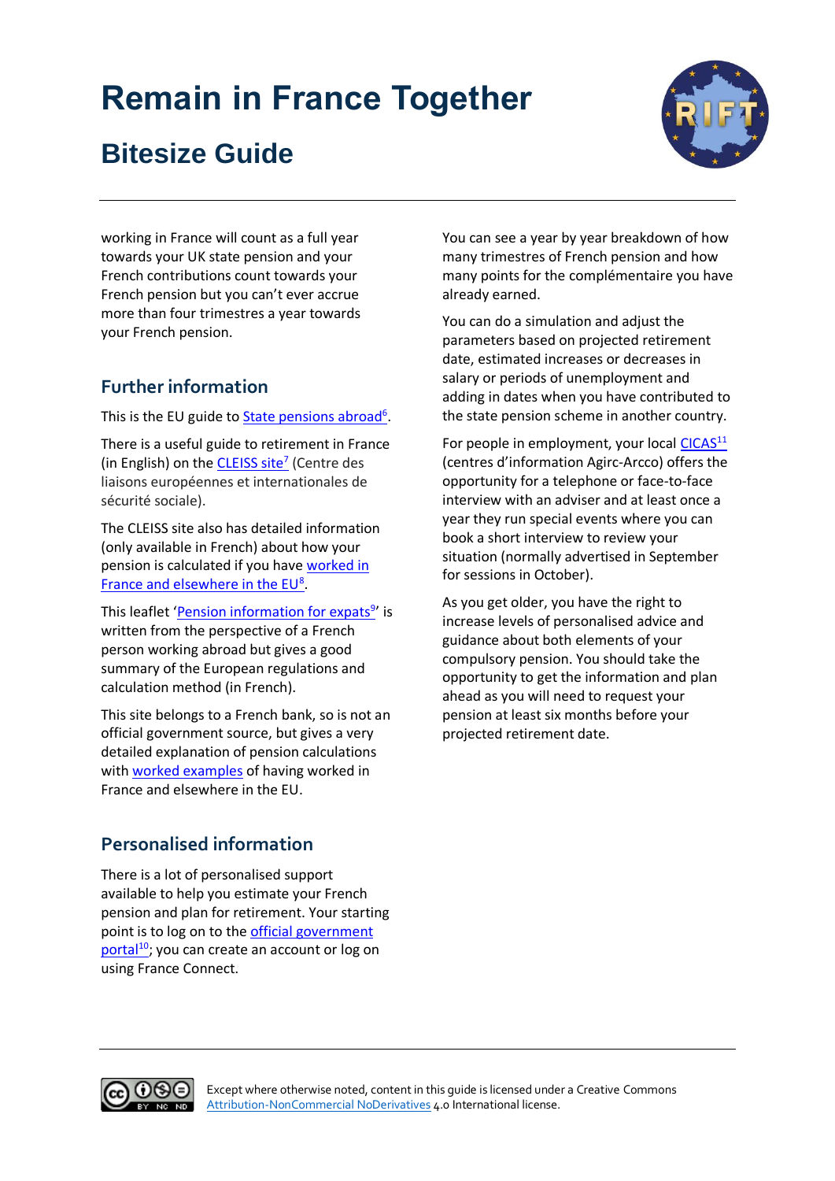working in France will count as a full year towards your UK state pension and your French contributions count towards your French pension but you can't ever accrue more than four trimestres a year towards your French pension.

## Further information

This is the EU guide to State pensions abroad[6].

There is a useful guide to retirement in France (in English) on the CLEISS site[7] (Centre des liaisons européennes et internationales de sécurité sociale).

The CLEISS site also has detailed information (only available in French) about how your pension is calculated if you have worked in France and elsewhere in the EU[8].

This leaflet 'Pension information for expats[9]' is written from the perspective of a French person working abroad but gives a good summary of the European regulations and calculation method (in French).

This site belongs to a French bank, so is not an official government source, but gives a very detailed explanation of pension calculations with worked examples of having worked in France and elsewhere in the EU.

## Personalised information

There is a lot of personalised support available to help you estimate your French pension and plan for retirement. Your starting point is to log on to the official government portal[10]; you can create an account or log on using France Connect.

You can see a year by year breakdown of how many trimestres of French pension and how many points for the complémentaire you have already earned.

You can do a simulation and adjust the parameters based on projected retirement date, estimated increases or decreases in salary or periods of unemployment and adding in dates when you have contributed to the state pension scheme in another country.

For people in employment, your local CICAS[11] (centres d'information Agirc-Arcco) offers the opportunity for a telephone or face-to-face interview with an adviser and at least once a year they run special events where you can book a short interview to review your situation (normally advertised in September for sessions in October).

As you get older, you have the right to increase levels of personalised advice and guidance about both elements of your compulsory pension. You should take the opportunity to get the information and plan ahead as you will need to request your pension at least six months before your projected retirement date.

Except where otherwise noted, content in this guide is licensed under a Creative Commons Attribution-NonCommercial NoDerivatives 4.0 International license.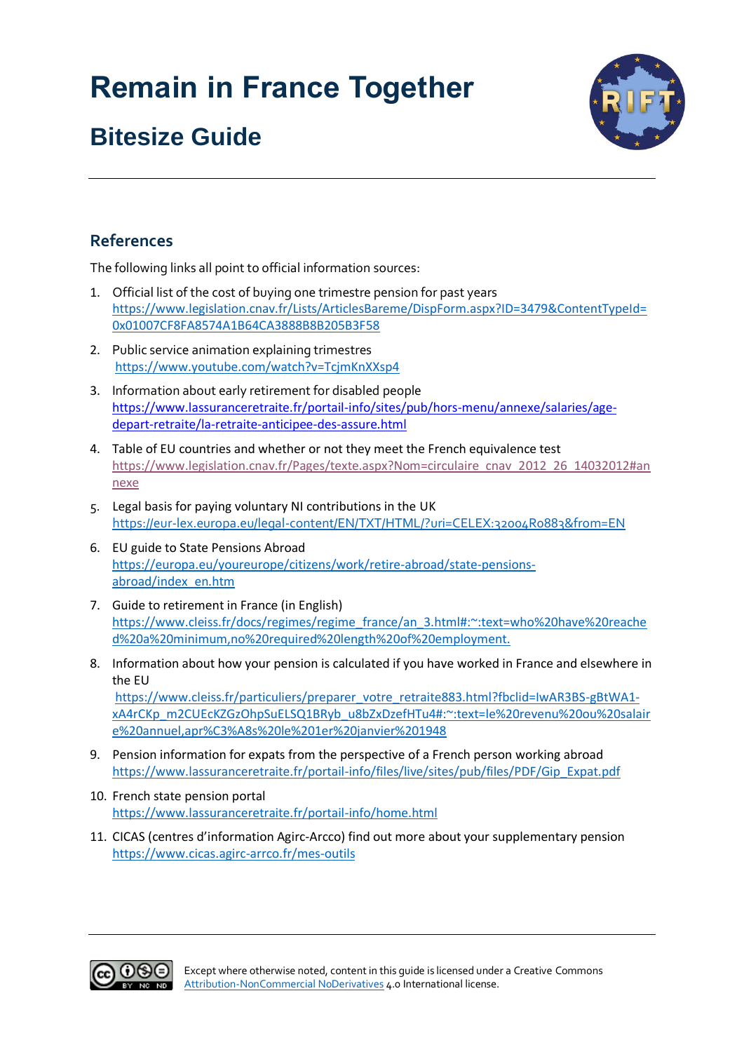# Remain in France Together

## Bitesize Guide

### References

The following links all point to official information sources:

1. Official list of the cost of buying one trimestre pension for past years
   https://www.legislation.cnav.fr/Lists/ArticlesBareme/DispForm.aspx?ID=3479&ContentTypeId=0x01007CF8FA8574A1B64CA3888B8B205B3F58

2. Public service animation explaining trimestres
   https://www.youtube.com/watch?v=TcjmKnXXsp4

3. Information about early retirement for disabled people
   https://www.lassuranceretraite.fr/portail-info/sites/pub/hors-menu/annexe/salaries/age-depart-retraite/la-retraite-anticipee-des-assure.html

4. Table of EU countries and whether or not they meet the French equivalence test
   https://www.legislation.cnav.fr/Pages/texte.aspx?Nom=circulaire_cnav_2012_26_14032012#annexe

5. Legal basis for paying voluntary NI contributions in the UK
   https://eur-lex.europa.eu/legal-content/EN/TXT/HTML/?uri=CELEX:32004R0883&from=EN

6. EU guide to State Pensions Abroad
   https://europa.eu/youreurope/citizens/work/retire-abroad/state-pensions-abroad/index_en.htm

7. Guide to retirement in France (in English)
   https://www.cleiss.fr/docs/regimes/regime_france/an_3.html#:~:text=who%20have%20reached%20a%20minimum,no%20required%20length%20of%20employment.

8. Information about how your pension is calculated if you have worked in France and elsewhere in the EU
   https://www.cleiss.fr/particuliers/preparer_votre_retraite883.html?fbclid=IwAR3BS-gBtWA1-xA4rCKp_m2CUEcKZGzOhpSuELSQ1BRyb_u8bZxDzefHTu4#:~:text=le%20revenu%20ou%20salaire%20annuel,apr%C3%A8s%20le%201er%20janvier%201948

9. Pension information for expats from the perspective of a French person working abroad
   https://www.lassuranceretraite.fr/portail-info/files/live/sites/pub/files/PDF/Gip_Expat.pdf

10. French state pension portal
    https://www.lassuranceretraite.fr/portail-info/home.html

11. CICAS (centres d'information Agirc-Arcco) find out more about your supplementary pension
    https://www.cicas.agirc-arrco.fr/mes-outils

Except where otherwise noted, content in this guide is licensed under a Creative Commons Attribution-NonCommercial NoDerivatives 4.0 International license.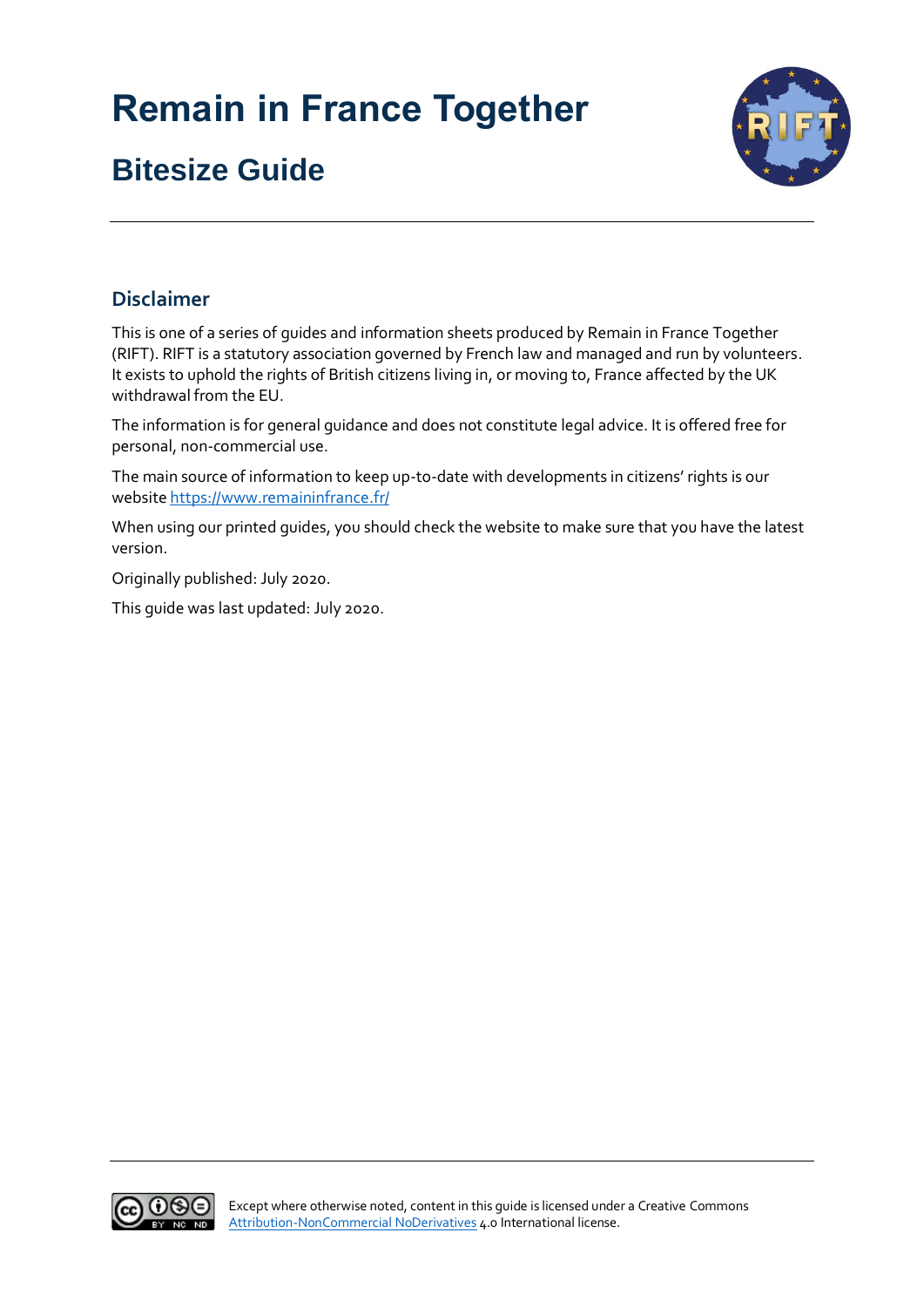# Remain in France Together

## Bitesize Guide

### Disclaimer

This is one of a series of guides and information sheets produced by Remain in France Together (RIFT). RIFT is a statutory association governed by French law and managed and run by volunteers. It exists to uphold the rights of British citizens living in, or moving to, France affected by the UK withdrawal from the EU.

The information is for general guidance and does not constitute legal advice. It is offered free for personal, non-commercial use.

The main source of information to keep up-to-date with developments in citizens' rights is our website https://www.remaininfrance.fr/

When using our printed guides, you should check the website to make sure that you have the latest version.

Originally published: July 2020.

This guide was last updated: July 2020.

Except where otherwise noted, content in this guide is licensed under a Creative Commons Attribution-NonCommercial NoDerivatives 4.0 International license.